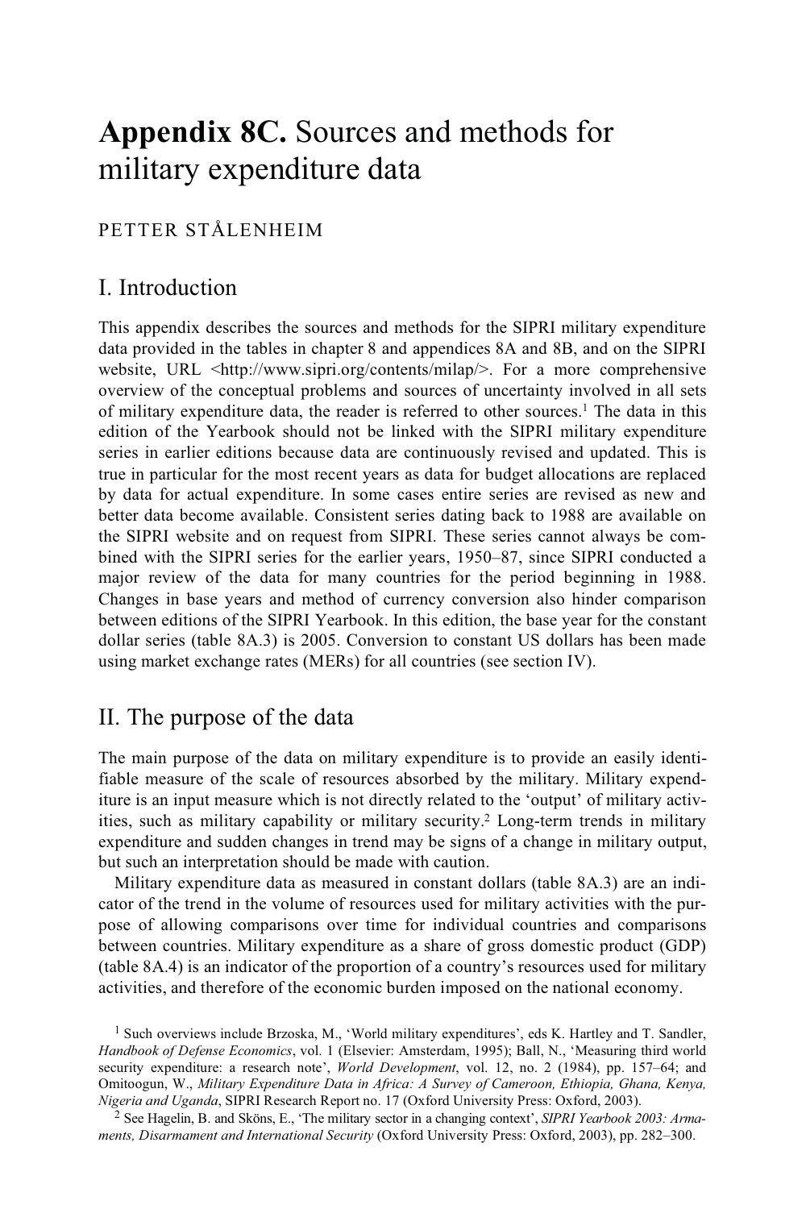# **Appendix 8C.** Sources and methods for military expenditure data

PETTER STÅLENHEIM

## I. Introduction

This appendix describes the sources and methods for the SIPRI military expenditure data provided in the tables in chapter 8 and appendices 8A and 8B, and on the SIPRI website, URL <http://www.sipri.org/contents/milap/>. For a more comprehensive overview of the conceptual problems and sources of uncertainty involved in all sets of military expenditure data, the reader is referred to other sources.[1] The data in this edition of the Yearbook should not be linked with the SIPRI military expenditure series in earlier editions because data are continuously revised and updated. This is true in particular for the most recent years as data for budget allocations are replaced by data for actual expenditure. In some cases entire series are revised as new and better data become available. Consistent series dating back to 1988 are available on the SIPRI website and on request from SIPRI. These series cannot always be combined with the SIPRI series for the earlier years, 1950–87, since SIPRI conducted a major review of the data for many countries for the period beginning in 1988. Changes in base years and method of currency conversion also hinder comparison between editions of the SIPRI Yearbook. In this edition, the base year for the constant dollar series (table 8A.3) is 2005. Conversion to constant US dollars has been made using market exchange rates (MERs) for all countries (see section IV).

## II. The purpose of the data

The main purpose of the data on military expenditure is to provide an easily identifiable measure of the scale of resources absorbed by the military. Military expenditure is an input measure which is not directly related to the 'output' of military activities, such as military capability or military security.[2] Long-term trends in military expenditure and sudden changes in trend may be signs of a change in military output, but such an interpretation should be made with caution.

Military expenditure data as measured in constant dollars (table 8A.3) are an indicator of the trend in the volume of resources used for military activities with the purpose of allowing comparisons over time for individual countries and comparisons between countries. Military expenditure as a share of gross domestic product (GDP) (table 8A.4) is an indicator of the proportion of a country's resources used for military activities, and therefore of the economic burden imposed on the national economy.

[1] Such overviews include Brzoska, M., 'World military expenditures', eds K. Hartley and T. Sandler, *Handbook of Defense Economics*, vol. 1 (Elsevier: Amsterdam, 1995); Ball, N., 'Measuring third world security expenditure: a research note', *World Development*, vol. 12, no. 2 (1984), pp. 157–64; and Omitoogun, W., *Military Expenditure Data in Africa: A Survey of Cameroon, Ethiopia, Ghana, Kenya, Nigeria and Uganda*, SIPRI Research Report no. 17 (Oxford University Press: Oxford, 2003).

[2] See Hagelin, B. and Sköns, E., 'The military sector in a changing context', *SIPRI Yearbook 2003: Armaments, Disarmament and International Security* (Oxford University Press: Oxford, 2003), pp. 282–300.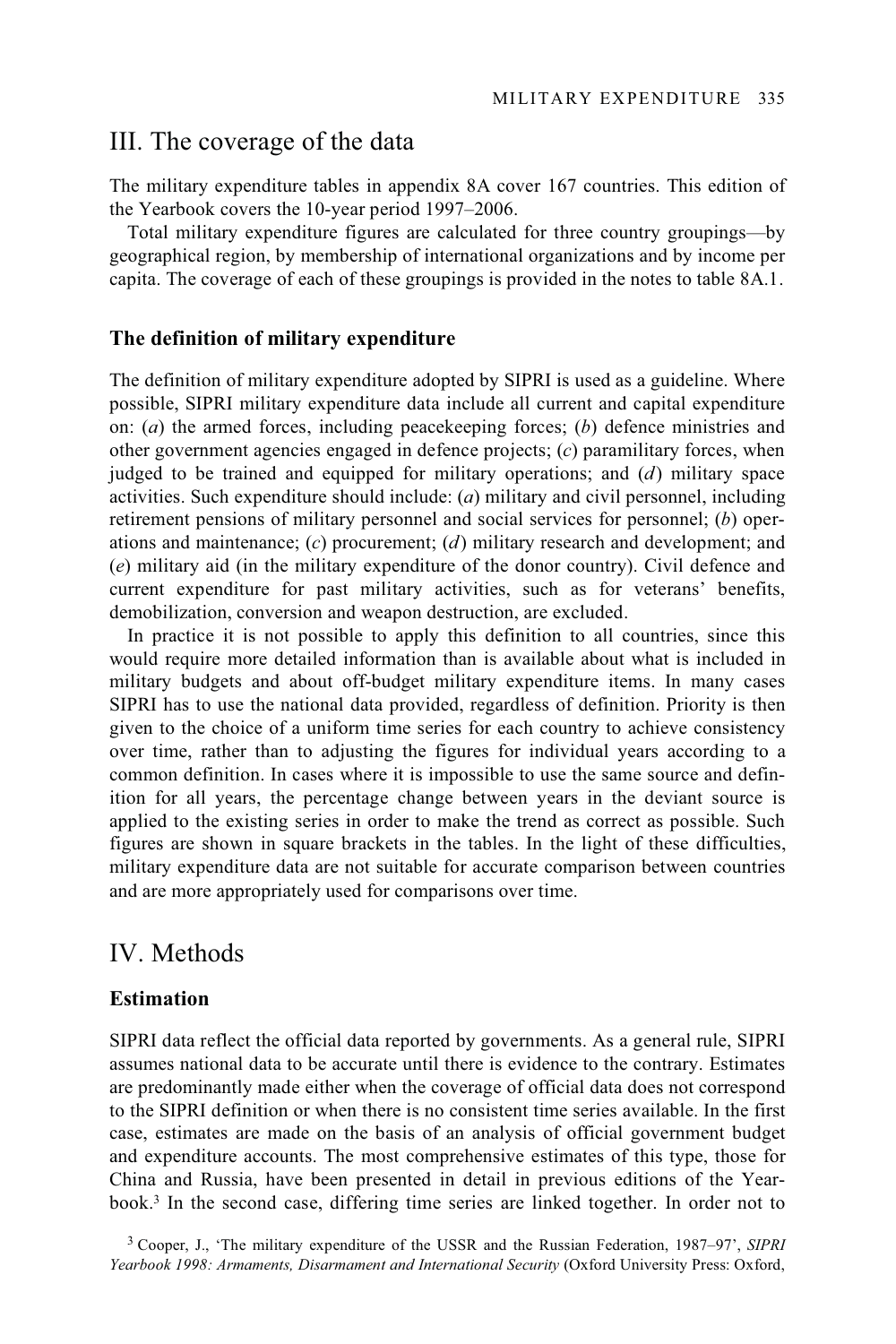## III. The coverage of the data

The military expenditure tables in appendix 8A cover 167 countries. This edition of the Yearbook covers the 10-year period 1997–2006.

Total military expenditure figures are calculated for three country groupings—by geographical region, by membership of international organizations and by income per capita. The coverage of each of these groupings is provided in the notes to table 8A.1.

### The definition of military expenditure

The definition of military expenditure adopted by SIPRI is used as a guideline. Where possible, SIPRI military expenditure data include all current and capital expenditure on: (*a*) the armed forces, including peacekeeping forces; (*b*) defence ministries and other government agencies engaged in defence projects; (*c*) paramilitary forces, when judged to be trained and equipped for military operations; and (*d*) military space activities. Such expenditure should include: (*a*) military and civil personnel, including retirement pensions of military personnel and social services for personnel; (*b*) operations and maintenance; (*c*) procurement; (*d*) military research and development; and (*e*) military aid (in the military expenditure of the donor country). Civil defence and current expenditure for past military activities, such as for veterans' benefits, demobilization, conversion and weapon destruction, are excluded.

In practice it is not possible to apply this definition to all countries, since this would require more detailed information than is available about what is included in military budgets and about off-budget military expenditure items. In many cases SIPRI has to use the national data provided, regardless of definition. Priority is then given to the choice of a uniform time series for each country to achieve consistency over time, rather than to adjusting the figures for individual years according to a common definition. In cases where it is impossible to use the same source and definition for all years, the percentage change between years in the deviant source is applied to the existing series in order to make the trend as correct as possible. Such figures are shown in square brackets in the tables. In the light of these difficulties, military expenditure data are not suitable for accurate comparison between countries and are more appropriately used for comparisons over time.

## IV. Methods

### Estimation

SIPRI data reflect the official data reported by governments. As a general rule, SIPRI assumes national data to be accurate until there is evidence to the contrary. Estimates are predominantly made either when the coverage of official data does not correspond to the SIPRI definition or when there is no consistent time series available. In the first case, estimates are made on the basis of an analysis of official government budget and expenditure accounts. The most comprehensive estimates of this type, those for China and Russia, have been presented in detail in previous editions of the Yearbook.[3] In the second case, differing time series are linked together. In order not to

[3] Cooper, J., 'The military expenditure of the USSR and the Russian Federation, 1987–97', *SIPRI Yearbook 1998: Armaments, Disarmament and International Security* (Oxford University Press: Oxford,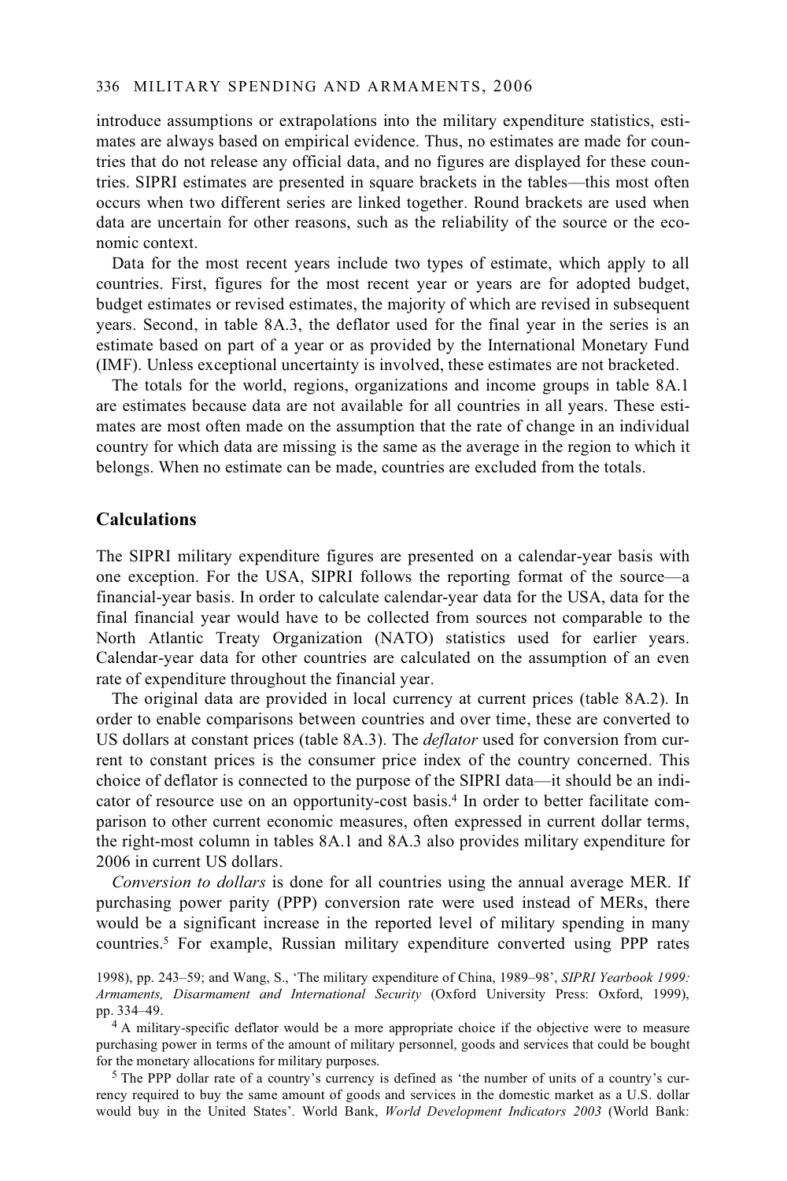introduce assumptions or extrapolations into the military expenditure statistics, estimates are always based on empirical evidence. Thus, no estimates are made for countries that do not release any official data, and no figures are displayed for these countries. SIPRI estimates are presented in square brackets in the tables—this most often occurs when two different series are linked together. Round brackets are used when data are uncertain for other reasons, such as the reliability of the source or the economic context.

Data for the most recent years include two types of estimate, which apply to all countries. First, figures for the most recent year or years are for adopted budget, budget estimates or revised estimates, the majority of which are revised in subsequent years. Second, in table 8A.3, the deflator used for the final year in the series is an estimate based on part of a year or as provided by the International Monetary Fund (IMF). Unless exceptional uncertainty is involved, these estimates are not bracketed.

The totals for the world, regions, organizations and income groups in table 8A.1 are estimates because data are not available for all countries in all years. These estimates are most often made on the assumption that the rate of change in an individual country for which data are missing is the same as the average in the region to which it belongs. When no estimate can be made, countries are excluded from the totals.

## Calculations

The SIPRI military expenditure figures are presented on a calendar-year basis with one exception. For the USA, SIPRI follows the reporting format of the source—a financial-year basis. In order to calculate calendar-year data for the USA, data for the final financial year would have to be collected from sources not comparable to the North Atlantic Treaty Organization (NATO) statistics used for earlier years. Calendar-year data for other countries are calculated on the assumption of an even rate of expenditure throughout the financial year.

The original data are provided in local currency at current prices (table 8A.2). In order to enable comparisons between countries and over time, these are converted to US dollars at constant prices (table 8A.3). The *deflator* used for conversion from current to constant prices is the consumer price index of the country concerned. This choice of deflator is connected to the purpose of the SIPRI data—it should be an indicator of resource use on an opportunity-cost basis.[4] In order to better facilitate comparison to other current economic measures, often expressed in current dollar terms, the right-most column in tables 8A.1 and 8A.3 also provides military expenditure for 2006 in current US dollars.

*Conversion to dollars* is done for all countries using the annual average MER. If purchasing power parity (PPP) conversion rate were used instead of MERs, there would be a significant increase in the reported level of military spending in many countries.[5] For example, Russian military expenditure converted using PPP rates

1998), pp. 243–59; and Wang, S., 'The military expenditure of China, 1989–98', *SIPRI Yearbook 1999: Armaments, Disarmament and International Security* (Oxford University Press: Oxford, 1999), pp. 334–49.

[4] A military-specific deflator would be a more appropriate choice if the objective were to measure purchasing power in terms of the amount of military personnel, goods and services that could be bought for the monetary allocations for military purposes.

[5] The PPP dollar rate of a country's currency is defined as 'the number of units of a country's currency required to buy the same amount of goods and services in the domestic market as a U.S. dollar would buy in the United States'. World Bank, *World Development Indicators 2003* (World Bank: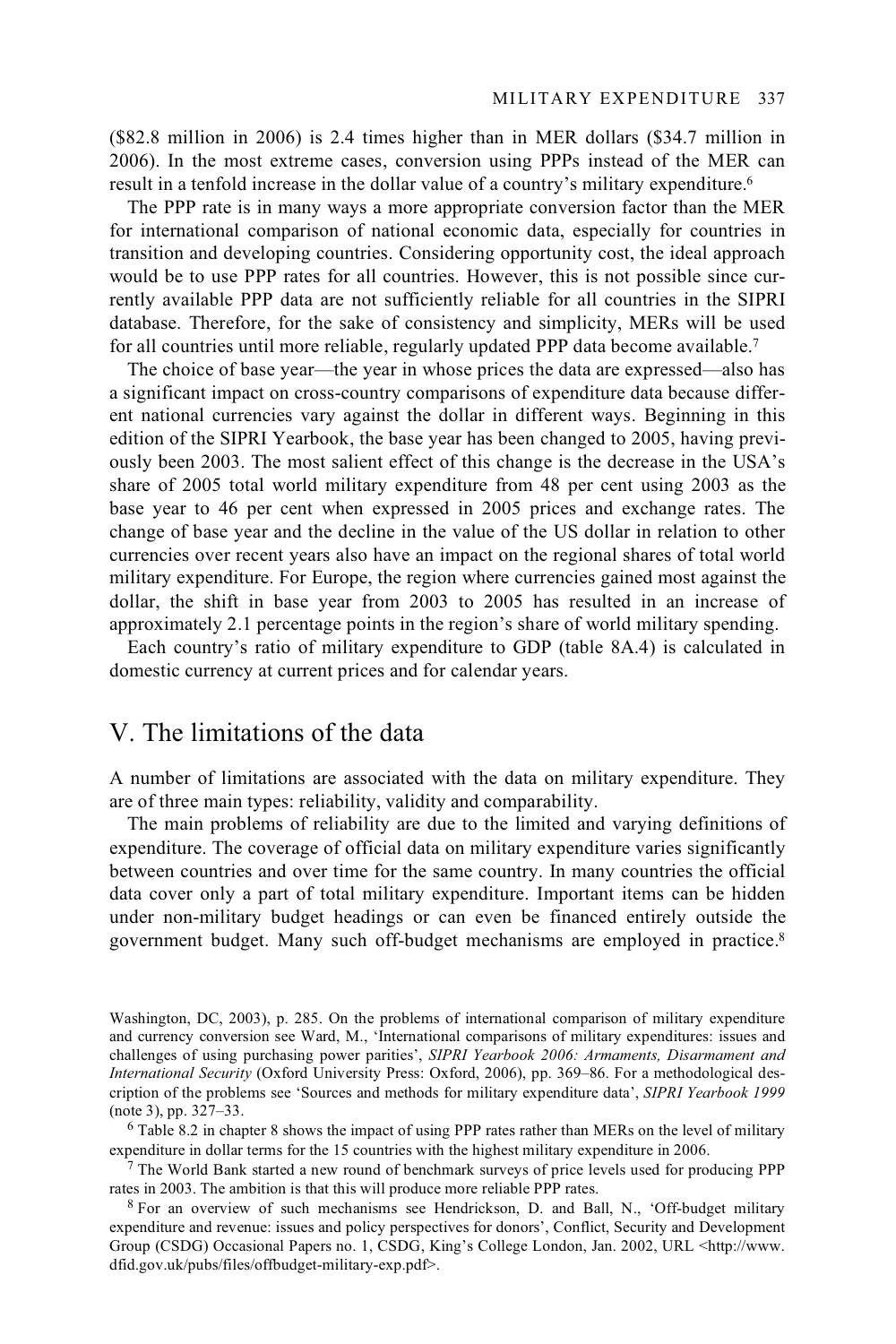($82.8 million in 2006) is 2.4 times higher than in MER dollars ($34.7 million in 2006). In the most extreme cases, conversion using PPPs instead of the MER can result in a tenfold increase in the dollar value of a country's military expenditure.[6]

The PPP rate is in many ways a more appropriate conversion factor than the MER for international comparison of national economic data, especially for countries in transition and developing countries. Considering opportunity cost, the ideal approach would be to use PPP rates for all countries. However, this is not possible since currently available PPP data are not sufficiently reliable for all countries in the SIPRI database. Therefore, for the sake of consistency and simplicity, MERs will be used for all countries until more reliable, regularly updated PPP data become available.[7]

The choice of base year—the year in whose prices the data are expressed—also has a significant impact on cross-country comparisons of expenditure data because different national currencies vary against the dollar in different ways. Beginning in this edition of the SIPRI Yearbook, the base year has been changed to 2005, having previously been 2003. The most salient effect of this change is the decrease in the USA's share of 2005 total world military expenditure from 48 per cent using 2003 as the base year to 46 per cent when expressed in 2005 prices and exchange rates. The change of base year and the decline in the value of the US dollar in relation to other currencies over recent years also have an impact on the regional shares of total world military expenditure. For Europe, the region where currencies gained most against the dollar, the shift in base year from 2003 to 2005 has resulted in an increase of approximately 2.1 percentage points in the region's share of world military spending.

Each country's ratio of military expenditure to GDP (table 8A.4) is calculated in domestic currency at current prices and for calendar years.

## V. The limitations of the data

A number of limitations are associated with the data on military expenditure. They are of three main types: reliability, validity and comparability.

The main problems of reliability are due to the limited and varying definitions of expenditure. The coverage of official data on military expenditure varies significantly between countries and over time for the same country. In many countries the official data cover only a part of total military expenditure. Important items can be hidden under non-military budget headings or can even be financed entirely outside the government budget. Many such off-budget mechanisms are employed in practice.[8]

---

Washington, DC, 2003), p. 285. On the problems of international comparison of military expenditure and currency conversion see Ward, M., 'International comparisons of military expenditures: issues and challenges of using purchasing power parities', *SIPRI Yearbook 2006: Armaments, Disarmament and International Security* (Oxford University Press: Oxford, 2006), pp. 369–86. For a methodological description of the problems see 'Sources and methods for military expenditure data', *SIPRI Yearbook 1999* (note 3), pp. 327–33.

[6] Table 8.2 in chapter 8 shows the impact of using PPP rates rather than MERs on the level of military expenditure in dollar terms for the 15 countries with the highest military expenditure in 2006.

[7] The World Bank started a new round of benchmark surveys of price levels used for producing PPP rates in 2003. The ambition is that this will produce more reliable PPP rates.

[8] For an overview of such mechanisms see Hendrickson, D. and Ball, N., 'Off-budget military expenditure and revenue: issues and policy perspectives for donors', Conflict, Security and Development Group (CSDG) Occasional Papers no. 1, CSDG, King's College London, Jan. 2002, URL <http://www.dfid.gov.uk/pubs/files/offbudget-military-exp.pdf>.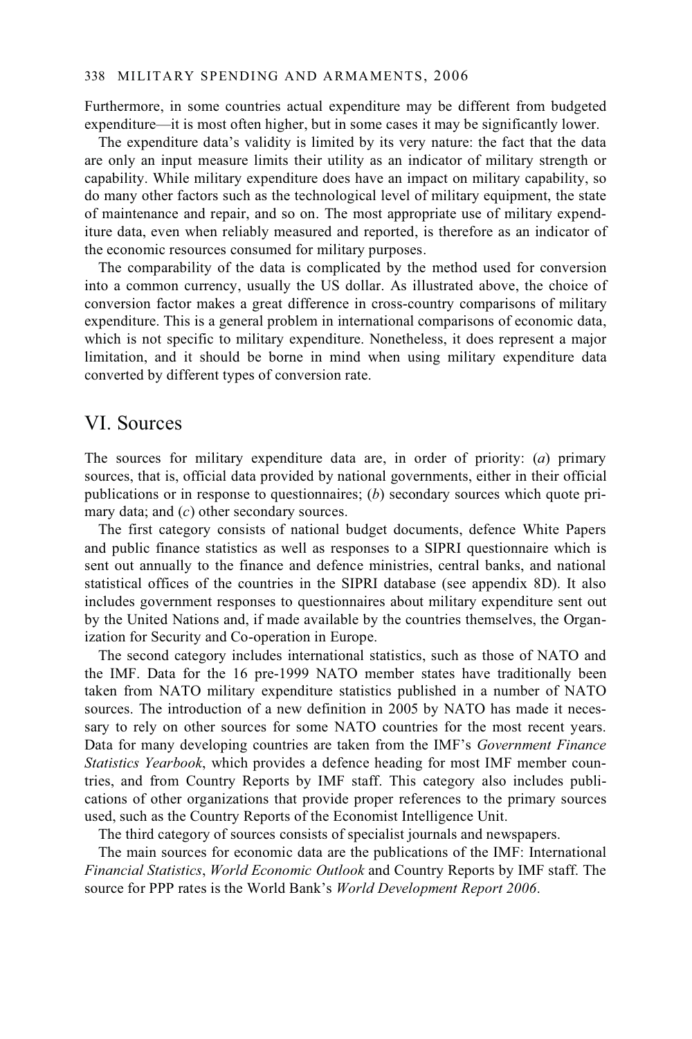Furthermore, in some countries actual expenditure may be different from budgeted expenditure—it is most often higher, but in some cases it may be significantly lower.

The expenditure data's validity is limited by its very nature: the fact that the data are only an input measure limits their utility as an indicator of military strength or capability. While military expenditure does have an impact on military capability, so do many other factors such as the technological level of military equipment, the state of maintenance and repair, and so on. The most appropriate use of military expenditure data, even when reliably measured and reported, is therefore as an indicator of the economic resources consumed for military purposes.

The comparability of the data is complicated by the method used for conversion into a common currency, usually the US dollar. As illustrated above, the choice of conversion factor makes a great difference in cross-country comparisons of military expenditure. This is a general problem in international comparisons of economic data, which is not specific to military expenditure. Nonetheless, it does represent a major limitation, and it should be borne in mind when using military expenditure data converted by different types of conversion rate.

## VI. Sources

The sources for military expenditure data are, in order of priority: (*a*) primary sources, that is, official data provided by national governments, either in their official publications or in response to questionnaires; (*b*) secondary sources which quote primary data; and (*c*) other secondary sources.

The first category consists of national budget documents, defence White Papers and public finance statistics as well as responses to a SIPRI questionnaire which is sent out annually to the finance and defence ministries, central banks, and national statistical offices of the countries in the SIPRI database (see appendix 8D). It also includes government responses to questionnaires about military expenditure sent out by the United Nations and, if made available by the countries themselves, the Organization for Security and Co-operation in Europe.

The second category includes international statistics, such as those of NATO and the IMF. Data for the 16 pre-1999 NATO member states have traditionally been taken from NATO military expenditure statistics published in a number of NATO sources. The introduction of a new definition in 2005 by NATO has made it necessary to rely on other sources for some NATO countries for the most recent years. Data for many developing countries are taken from the IMF's *Government Finance Statistics Yearbook*, which provides a defence heading for most IMF member countries, and from Country Reports by IMF staff. This category also includes publications of other organizations that provide proper references to the primary sources used, such as the Country Reports of the Economist Intelligence Unit.

The third category of sources consists of specialist journals and newspapers.

The main sources for economic data are the publications of the IMF: International *Financial Statistics*, *World Economic Outlook* and Country Reports by IMF staff. The source for PPP rates is the World Bank's *World Development Report 2006*.